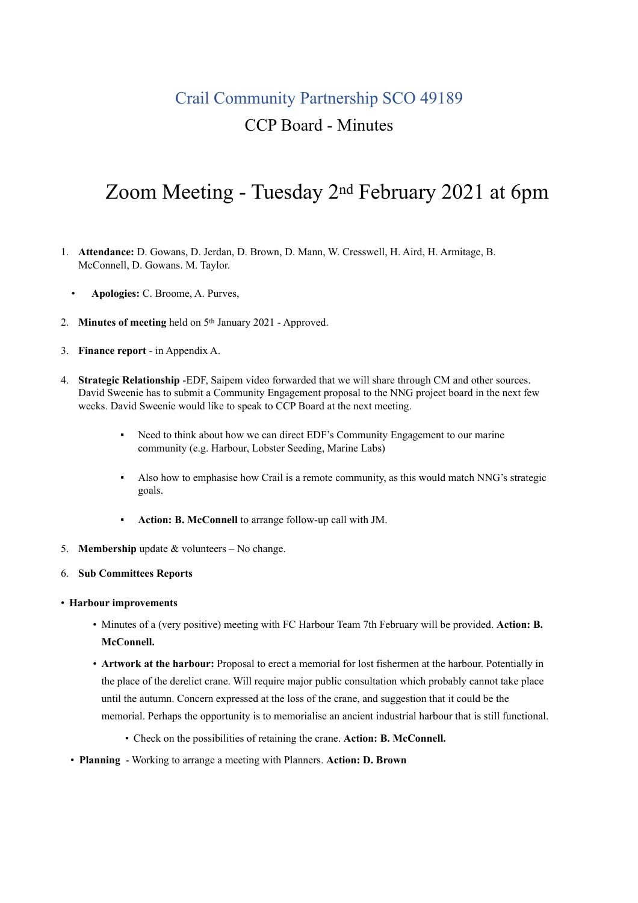## Crail Community Partnership SCO 49189

## CCP Board - Minutes

# Zoom Meeting - Tuesday 2nd February 2021 at 6pm

1. **Attendance:** D. Gowans, D. Jerdan, D. Brown, D. Mann, W. Cresswell, H. Aird, H. Armitage, B. McConnell, D. Gowans. M. Taylor.

   - **Apologies:** C. Broome, A. Purves,

2. **Minutes of meeting** held on 5th January 2021 - Approved.

3. **Finance report** - in Appendix A.

4. **Strategic Relationship** -EDF, Saipem video forwarded that we will share through CM and other sources. David Sweenie has to submit a Community Engagement proposal to the NNG project board in the next few weeks. David Sweenie would like to speak to CCP Board at the next meeting.

   - Need to think about how we can direct EDF's Community Engagement to our marine community (e.g. Harbour, Lobster Seeding, Marine Labs)
   - Also how to emphasise how Crail is a remote community, as this would match NNG's strategic goals.
   - **Action: B. McConnell** to arrange follow-up call with JM.

5. **Membership** update & volunteers – No change.

6. **Sub Committees Reports**

- **Harbour improvements**
  - Minutes of a (very positive) meeting with FC Harbour Team 7th February will be provided. **Action: B. McConnell.**
  - **Artwork at the harbour:** Proposal to erect a memorial for lost fishermen at the harbour. Potentially in the place of the derelict crane. Will require major public consultation which probably cannot take place until the autumn. Concern expressed at the loss of the crane, and suggestion that it could be the memorial. Perhaps the opportunity is to memorialise an ancient industrial harbour that is still functional.
    - Check on the possibilities of retaining the crane. **Action: B. McConnell.**
- **Planning** - Working to arrange a meeting with Planners. **Action: D. Brown**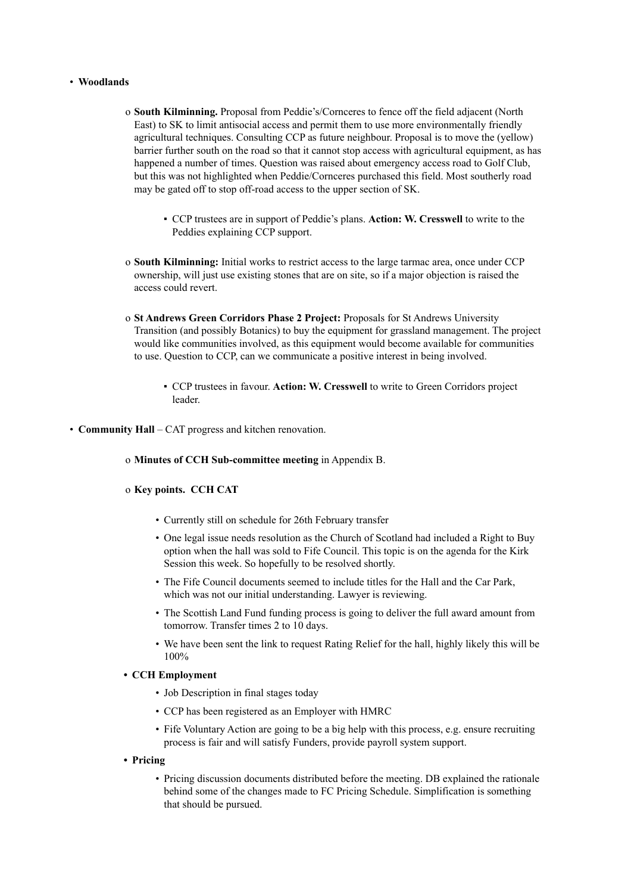- **Woodlands**

    - **South Kilminning.** Proposal from Peddie's/Cornceres to fence off the field adjacent (North East) to SK to limit antisocial access and permit them to use more environmentally friendly agricultural techniques. Consulting CCP as future neighbour. Proposal is to move the (yellow) barrier further south on the road so that it cannot stop access with agricultural equipment, as has happened a number of times. Question was raised about emergency access road to Golf Club, but this was not highlighted when Peddie/Cornceres purchased this field. Most southerly road may be gated off to stop off-road access to the upper section of SK.

        - CCP trustees are in support of Peddie's plans. **Action: W. Cresswell** to write to the Peddies explaining CCP support.

    - **South Kilminning:** Initial works to restrict access to the large tarmac area, once under CCP ownership, will just use existing stones that are on site, so if a major objection is raised the access could revert.

    - **St Andrews Green Corridors Phase 2 Project:** Proposals for St Andrews University Transition (and possibly Botanics) to buy the equipment for grassland management. The project would like communities involved, as this equipment would become available for communities to use. Question to CCP, can we communicate a positive interest in being involved.

        - CCP trustees in favour. **Action: W. Cresswell** to write to Green Corridors project leader.

- **Community Hall** – CAT progress and kitchen renovation.

    - **Minutes of CCH Sub-committee meeting** in Appendix B.

    - **Key points. CCH CAT**

        - Currently still on schedule for 26th February transfer
        - One legal issue needs resolution as the Church of Scotland had included a Right to Buy option when the hall was sold to Fife Council. This topic is on the agenda for the Kirk Session this week. So hopefully to be resolved shortly.
        - The Fife Council documents seemed to include titles for the Hall and the Car Park, which was not our initial understanding. Lawyer is reviewing.
        - The Scottish Land Fund funding process is going to deliver the full award amount from tomorrow. Transfer times 2 to 10 days.
        - We have been sent the link to request Rating Relief for the hall, highly likely this will be 100%

    - **CCH Employment**

        - Job Description in final stages today
        - CCP has been registered as an Employer with HMRC
        - Fife Voluntary Action are going to be a big help with this process, e.g. ensure recruiting process is fair and will satisfy Funders, provide payroll system support.

    - **Pricing**

        - Pricing discussion documents distributed before the meeting. DB explained the rationale behind some of the changes made to FC Pricing Schedule. Simplification is something that should be pursued.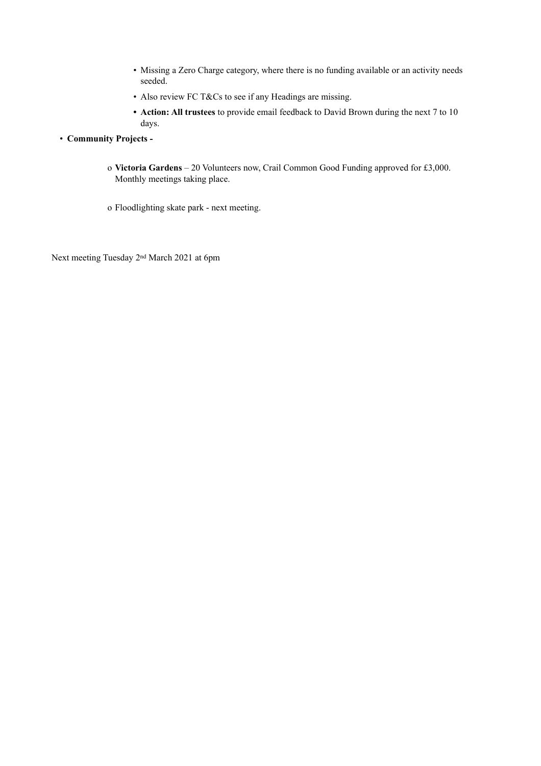- Missing a Zero Charge category, where there is no funding available or an activity needs seeded.
    - Also review FC T&Cs to see if any Headings are missing.
    - **Action: All trustees** to provide email feedback to David Brown during the next 7 to 10 days.

- **Community Projects -**

    - **Victoria Gardens** – 20 Volunteers now, Crail Common Good Funding approved for £3,000. Monthly meetings taking place.

    - Floodlighting skate park - next meeting.

Next meeting Tuesday 2nd March 2021 at 6pm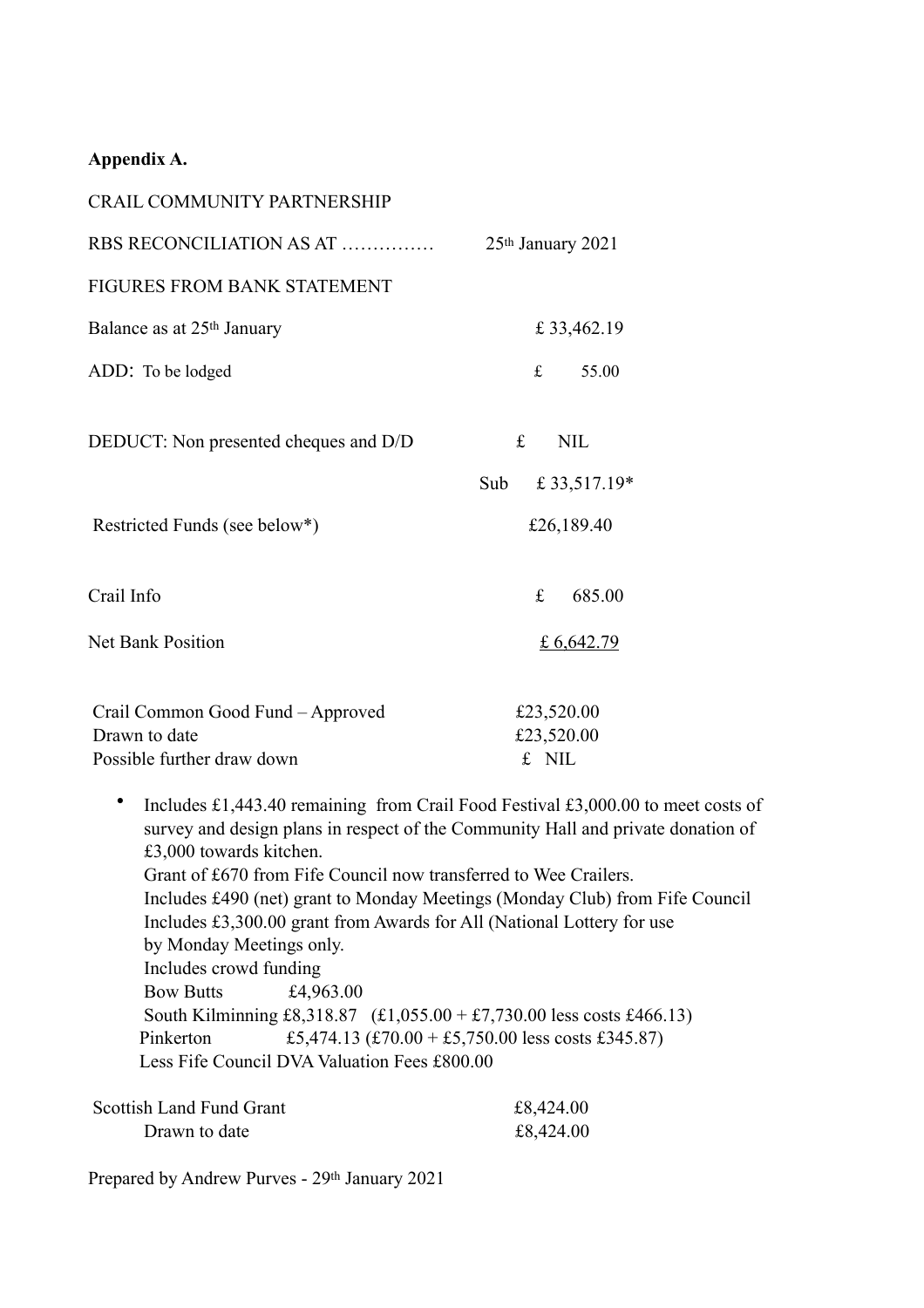**Appendix A.**

CRAIL COMMUNITY PARTNERSHIP

| | |
|---|---|
| RBS RECONCILIATION AS AT …………… | 25th January 2021 |
| FIGURES FROM BANK STATEMENT | |
| Balance as at 25th January | £ 33,462.19 |
| ADD: To be lodged | £ 55.00 |
| DEDUCT: Non presented cheques and D/D | £ NIL |
| | Sub £ 33,517.19* |
| Restricted Funds (see below*) | £26,189.40 |
| Crail Info | £ 685.00 |
| Net Bank Position | £ 6,642.79 |

| | |
|---|---|
| Crail Common Good Fund – Approved | £23,520.00 |
| Drawn to date | £23,520.00 |
| Possible further draw down | £ NIL |

- Includes £1,443.40 remaining from Crail Food Festival £3,000.00 to meet costs of survey and design plans in respect of the Community Hall and private donation of £3,000 towards kitchen.
  Grant of £670 from Fife Council now transferred to Wee Crailers.
  Includes £490 (net) grant to Monday Meetings (Monday Club) from Fife Council
  Includes £3,300.00 grant from Awards for All (National Lottery for use by Monday Meetings only.
  Includes crowd funding
  Bow Butts £4,963.00
  South Kilminning £8,318.87 (£1,055.00 + £7,730.00 less costs £466.13)
  Pinkerton £5,474.13 (£70.00 + £5,750.00 less costs £345.87)
  Less Fife Council DVA Valuation Fees £800.00

| | |
|---|---|
| Scottish Land Fund Grant | £8,424.00 |
| Drawn to date | £8,424.00 |

Prepared by Andrew Purves - 29th January 2021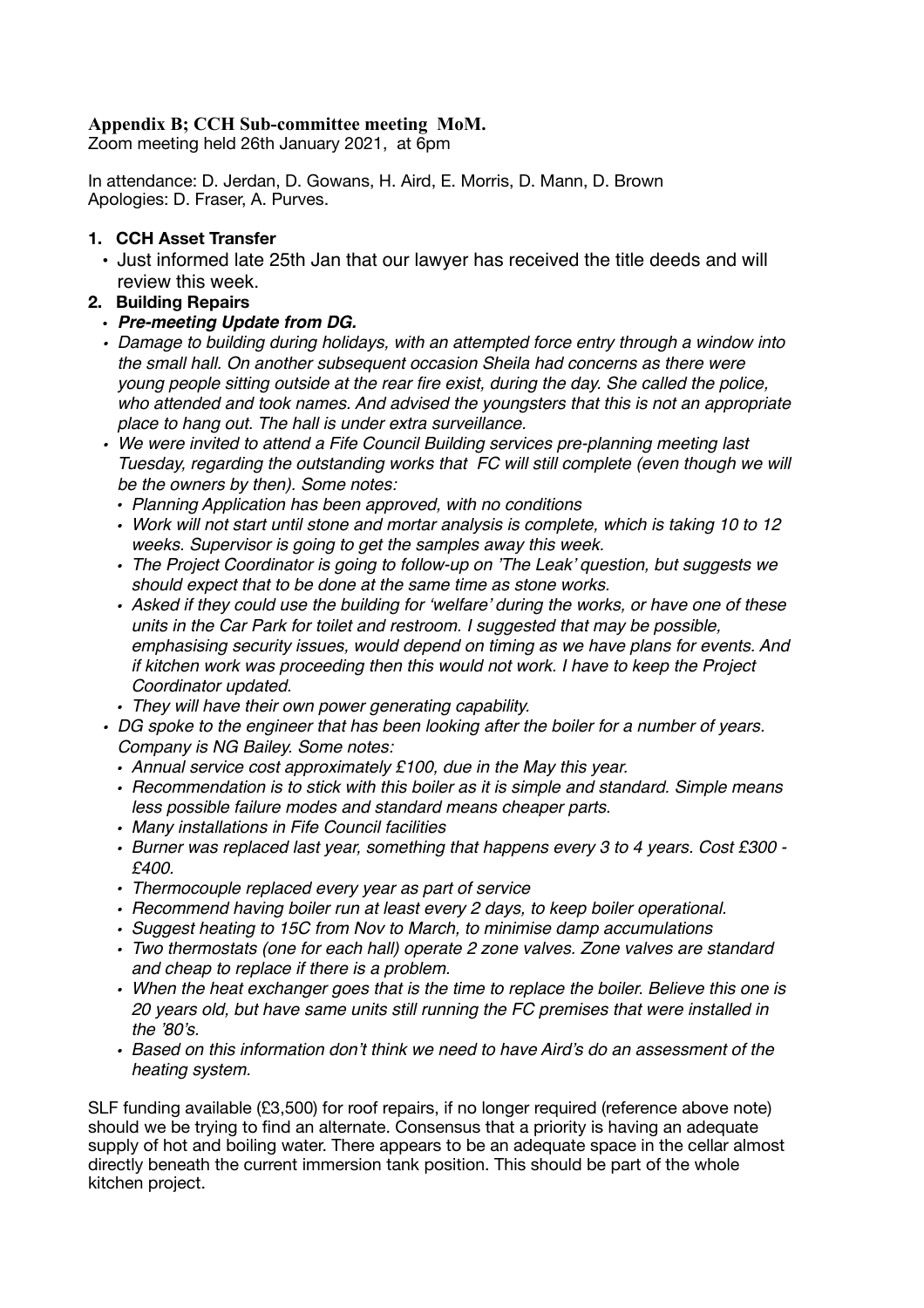**Appendix B; CCH Sub-committee meeting MoM.**

Zoom meeting held 26th January 2021, at 6pm

In attendance: D. Jerdan, D. Gowans, H. Aird, E. Morris, D. Mann, D. Brown
Apologies: D. Fraser, A. Purves.

1. **CCH Asset Transfer**
   - Just informed late 25th Jan that our lawyer has received the title deeds and will review this week.
2. **Building Repairs**
   - ***Pre-meeting Update from DG.***
   - *Damage to building during holidays, with an attempted force entry through a window into the small hall. On another subsequent occasion Sheila had concerns as there were young people sitting outside at the rear fire exist, during the day. She called the police, who attended and took names. And advised the youngsters that this is not an appropriate place to hang out. The hall is under extra surveillance.*
   - *We were invited to attend a Fife Council Building services pre-planning meeting last Tuesday, regarding the outstanding works that FC will still complete (even though we will be the owners by then). Some notes:*
     - *Planning Application has been approved, with no conditions*
     - *Work will not start until stone and mortar analysis is complete, which is taking 10 to 12 weeks. Supervisor is going to get the samples away this week.*
     - *The Project Coordinator is going to follow-up on 'The Leak' question, but suggests we should expect that to be done at the same time as stone works.*
     - *Asked if they could use the building for 'welfare' during the works, or have one of these units in the Car Park for toilet and restroom. I suggested that may be possible, emphasising security issues, would depend on timing as we have plans for events. And if kitchen work was proceeding then this would not work. I have to keep the Project Coordinator updated.*
     - *They will have their own power generating capability.*
   - *DG spoke to the engineer that has been looking after the boiler for a number of years. Company is NG Bailey. Some notes:*
     - *Annual service cost approximately £100, due in the May this year.*
     - *Recommendation is to stick with this boiler as it is simple and standard. Simple means less possible failure modes and standard means cheaper parts.*
     - *Many installations in Fife Council facilities*
     - *Burner was replaced last year, something that happens every 3 to 4 years. Cost £300 - £400.*
     - *Thermocouple replaced every year as part of service*
     - *Recommend having boiler run at least every 2 days, to keep boiler operational.*
     - *Suggest heating to 15C from Nov to March, to minimise damp accumulations*
     - *Two thermostats (one for each hall) operate 2 zone valves. Zone valves are standard and cheap to replace if there is a problem.*
     - *When the heat exchanger goes that is the time to replace the boiler. Believe this one is 20 years old, but have same units still running the FC premises that were installed in the '80's.*
     - *Based on this information don't think we need to have Aird's do an assessment of the heating system.*

SLF funding available (£3,500) for roof repairs, if no longer required (reference above note) should we be trying to find an alternate. Consensus that a priority is having an adequate supply of hot and boiling water. There appears to be an adequate space in the cellar almost directly beneath the current immersion tank position. This should be part of the whole kitchen project.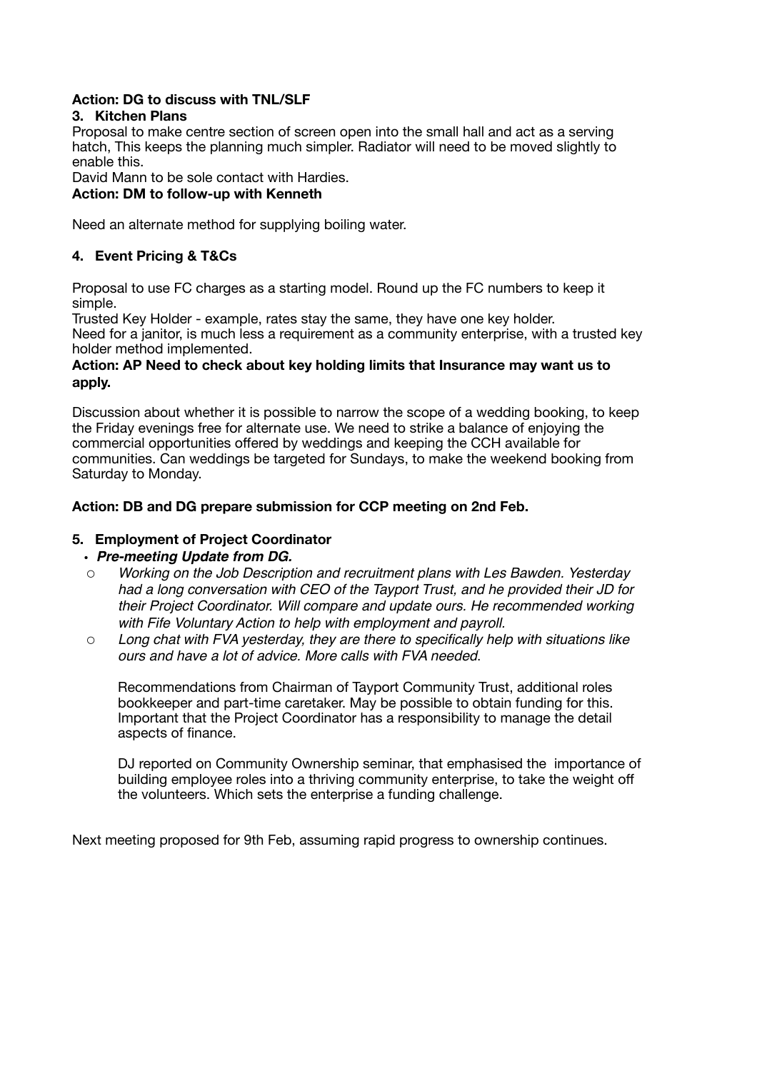**Action: DG to discuss with TNL/SLF**

**3. Kitchen Plans**

Proposal to make centre section of screen open into the small hall and act as a serving hatch, This keeps the planning much simpler. Radiator will need to be moved slightly to enable this.

David Mann to be sole contact with Hardies.

**Action: DM to follow-up with Kenneth**

Need an alternate method for supplying boiling water.

**4. Event Pricing & T&Cs**

Proposal to use FC charges as a starting model. Round up the FC numbers to keep it simple.

Trusted Key Holder - example, rates stay the same, they have one key holder.

Need for a janitor, is much less a requirement as a community enterprise, with a trusted key holder method implemented.

**Action: AP Need to check about key holding limits that Insurance may want us to apply.**

Discussion about whether it is possible to narrow the scope of a wedding booking, to keep the Friday evenings free for alternate use. We need to strike a balance of enjoying the commercial opportunities offered by weddings and keeping the CCH available for communities. Can weddings be targeted for Sundays, to make the weekend booking from Saturday to Monday.

**Action: DB and DG prepare submission for CCP meeting on 2nd Feb.**

**5. Employment of Project Coordinator**

- ***Pre-meeting Update from DG.***
  - *Working on the Job Description and recruitment plans with Les Bawden. Yesterday had a long conversation with CEO of the Tayport Trust, and he provided their JD for their Project Coordinator. Will compare and update ours. He recommended working with Fife Voluntary Action to help with employment and payroll.*
  - *Long chat with FVA yesterday, they are there to specifically help with situations like ours and have a lot of advice. More calls with FVA needed.*

Recommendations from Chairman of Tayport Community Trust, additional roles bookkeeper and part-time caretaker. May be possible to obtain funding for this. Important that the Project Coordinator has a responsibility to manage the detail aspects of finance.

DJ reported on Community Ownership seminar, that emphasised the importance of building employee roles into a thriving community enterprise, to take the weight off the volunteers. Which sets the enterprise a funding challenge.

Next meeting proposed for 9th Feb, assuming rapid progress to ownership continues.